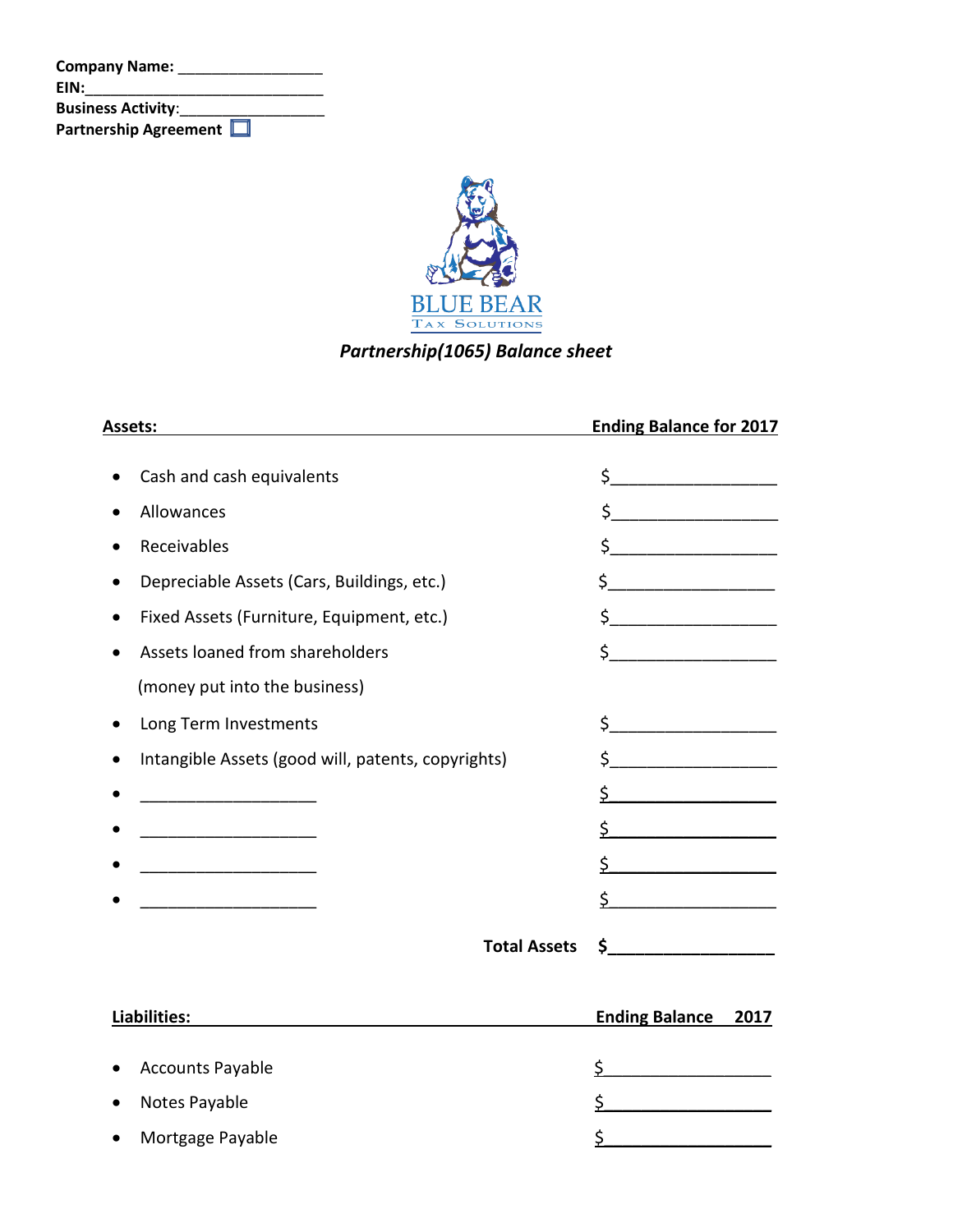**Company Name:** _________________
**EIN:**______________________________
**Business Activity**:_________________
**Partnership Agreement** ☐

BLUE BEAR
TAX SOLUTIONS

***Partnership(1065) Balance sheet***

| Assets: | Ending Balance for 2017 |
|---|---|
| • Cash and cash equivalents | $__________________ |
| • Allowances | $__________________ |
| • Receivables | $__________________ |
| • Depreciable Assets (Cars, Buildings, etc.) | $__________________ |
| • Fixed Assets (Furniture, Equipment, etc.) | $__________________ |
| • Assets loaned from shareholders (money put into the business) | $__________________ |
| • Long Term Investments | $__________________ |
| • Intangible Assets (good will, patents, copyrights) | $__________________ |
| • ____________________ | $__________________ |
| • ____________________ | $__________________ |
| • ____________________ | $__________________ |
| • ____________________ | $__________________ |
| **Total Assets** | **$__________________** |

| Liabilities: | Ending Balance 2017 |
|---|---|
| • Accounts Payable | $__________________ |
| • Notes Payable | $__________________ |
| • Mortgage Payable | $__________________ |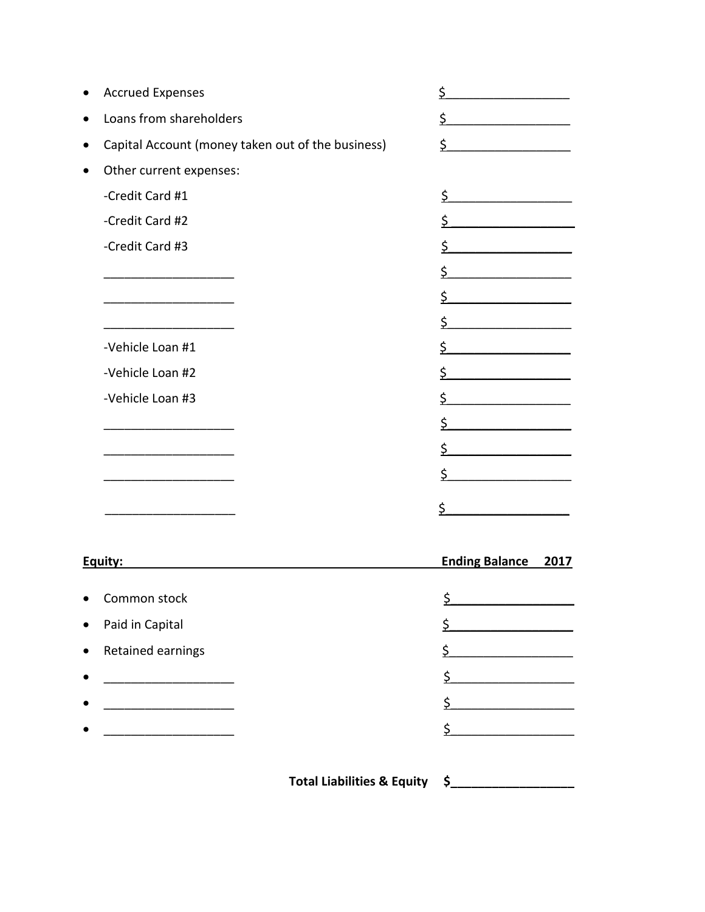- Accrued Expenses $__________________
- Loans from shareholders $__________________
- Capital Account (money taken out of the business) $__________________
- Other current expenses:

  -Credit Card #1 $__________________

  -Credit Card #2 $__________________

  -Credit Card #3 $__________________

  ___________________ $__________________

  ___________________ $__________________

  ___________________ $__________________

  -Vehicle Loan #1 $__________________

  -Vehicle Loan #2 $__________________

  -Vehicle Loan #3 $__________________

  ___________________ $__________________

  ___________________ $__________________

  ___________________ $__________________

  ___________________ $__________________

**Equity:** **Ending Balance 2017**

- Common stock $__________________
- Paid in Capital $__________________
- Retained earnings $__________________
- ___________________ $__________________
- ___________________ $__________________
- ___________________ $__________________

**Total Liabilities & Equity $__________________**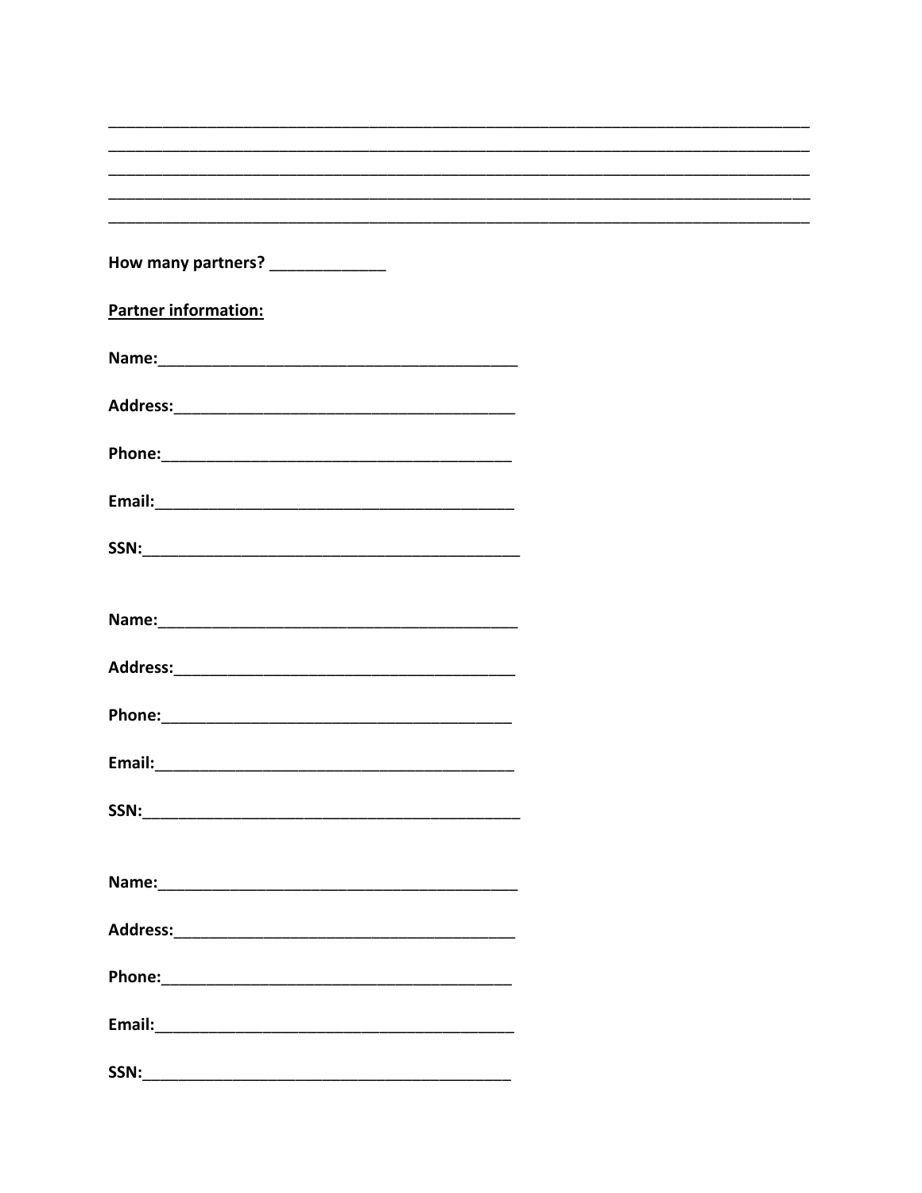______________________________________________________________________________
______________________________________________________________________________
______________________________________________________________________________
______________________________________________________________________________
______________________________________________________________________________

**How many partners?** _____________

**<u>Partner information:</u>**

**Name:**_________________________________________

**Address:**_______________________________________

**Phone:**________________________________________

**Email:**_________________________________________

**SSN:**___________________________________________

**Name:**_________________________________________

**Address:**_______________________________________

**Phone:**________________________________________

**Email:**_________________________________________

**SSN:**___________________________________________

**Name:**_________________________________________

**Address:**_______________________________________

**Phone:**________________________________________

**Email:**_________________________________________

**SSN:**__________________________________________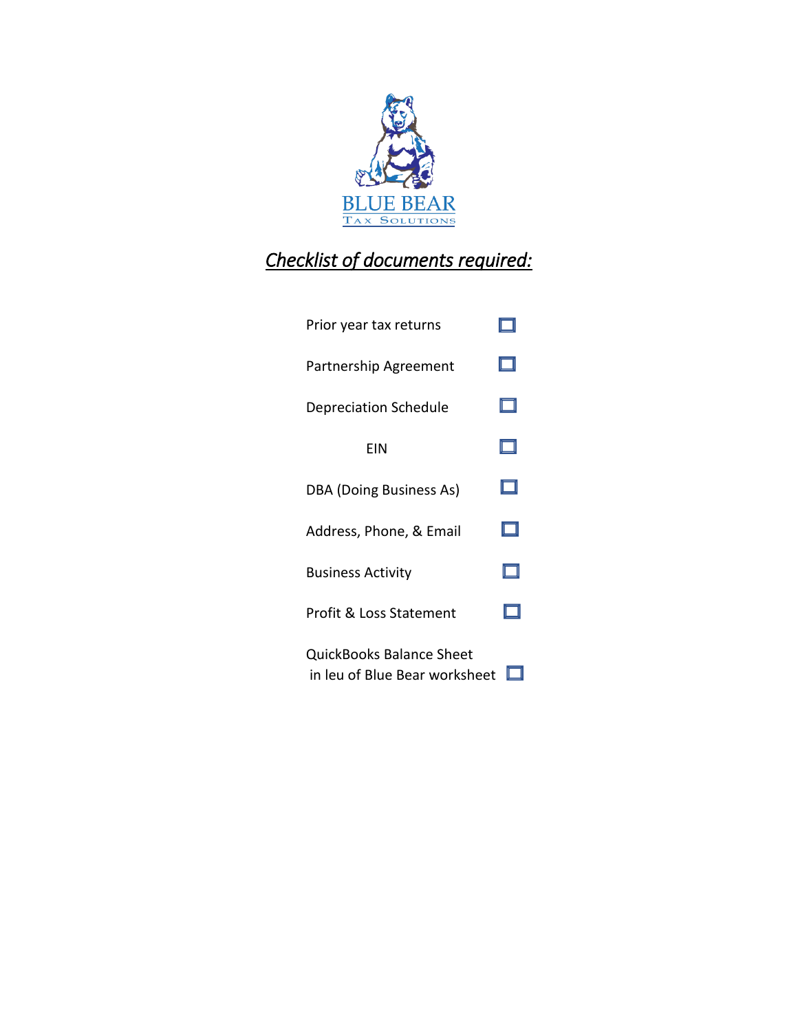BLUE BEAR
TAX SOLUTIONS

## *Checklist of documents required:*

- [ ] Prior year tax returns
- [ ] Partnership Agreement
- [ ] Depreciation Schedule
- [ ] EIN
- [ ] DBA (Doing Business As)
- [ ] Address, Phone, & Email
- [ ] Business Activity
- [ ] Profit & Loss Statement
- [ ] QuickBooks Balance Sheet in leu of Blue Bear worksheet